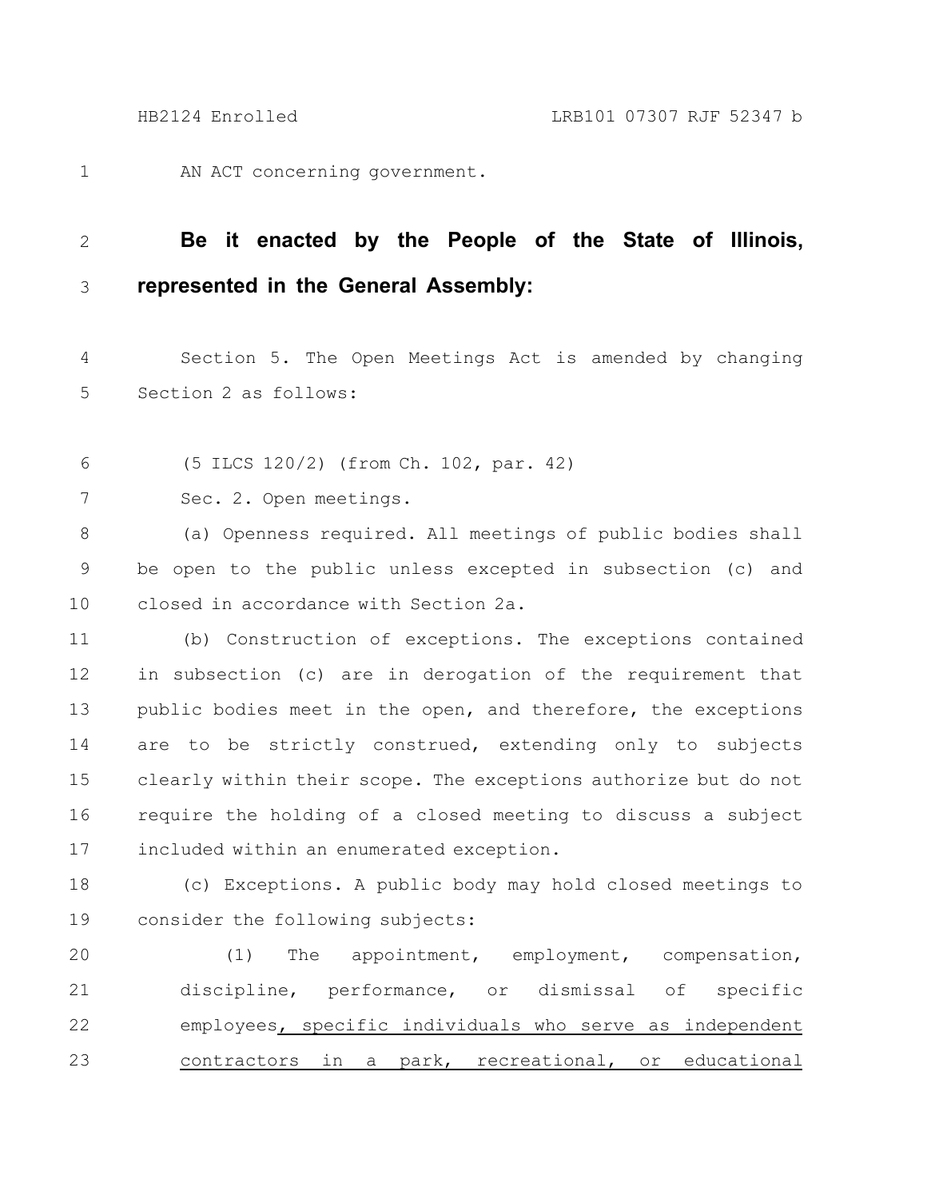AN ACT concerning government.

**Be it enacted by the People of the State of Illinois, represented in the General Assembly:**

Section 5. The Open Meetings Act is amended by changing Section 2 as follows:

(5 ILCS 120/2) (from Ch. 102, par. 42)

Sec. 2. Open meetings.

(a) Openness required. All meetings of public bodies shall be open to the public unless excepted in subsection (c) and closed in accordance with Section 2a.

(b) Construction of exceptions. The exceptions contained in subsection (c) are in derogation of the requirement that public bodies meet in the open, and therefore, the exceptions are to be strictly construed, extending only to subjects clearly within their scope. The exceptions authorize but do not require the holding of a closed meeting to discuss a subject included within an enumerated exception.

(c) Exceptions. A public body may hold closed meetings to consider the following subjects:

(1) The appointment, employment, compensation, discipline, performance, or dismissal of specific employees<u>, specific individuals who serve as independent contractors in a park, recreational, or educational</u>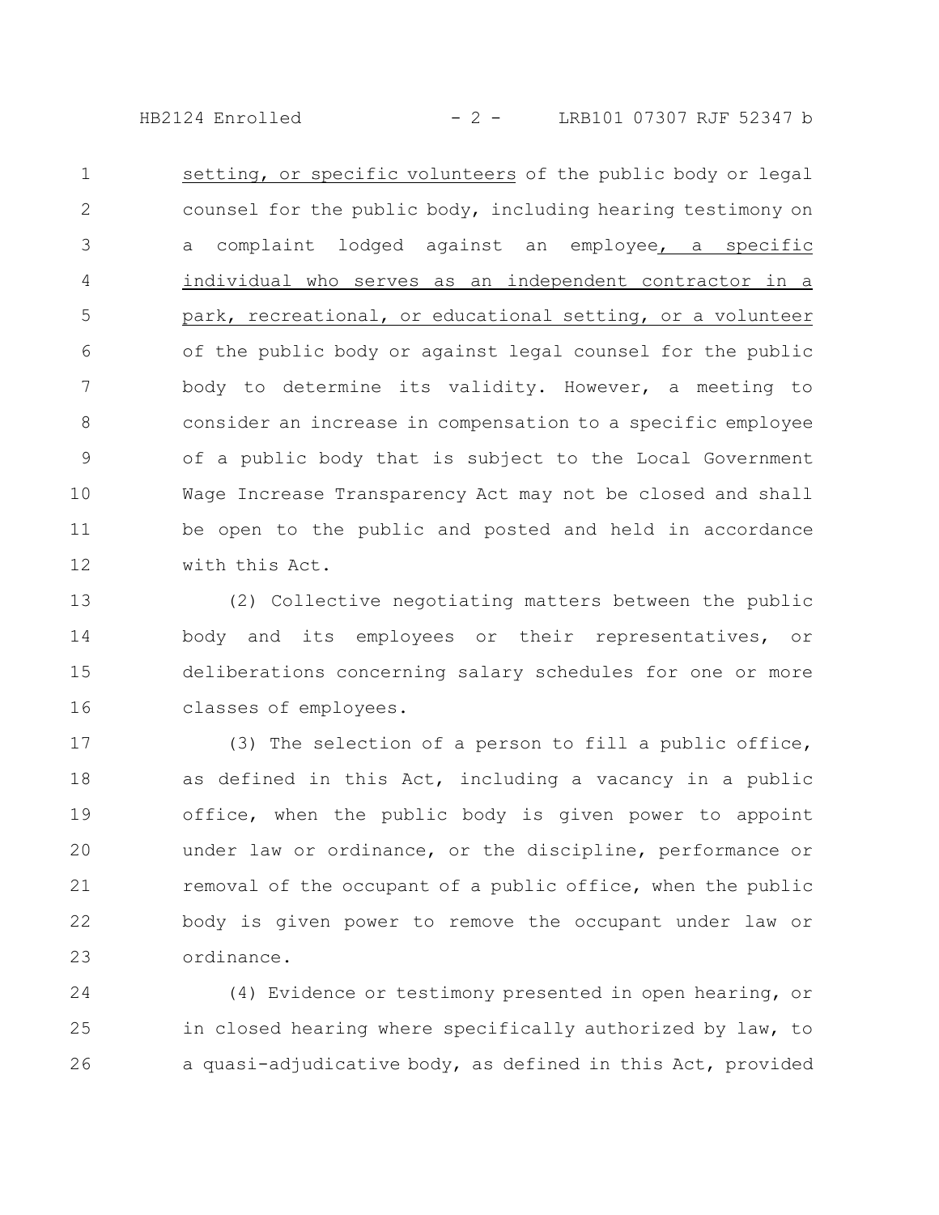setting, or specific volunteers of the public body or legal counsel for the public body, including hearing testimony on a complaint lodged against an employee, a specific individual who serves as an independent contractor in a park, recreational, or educational setting, or a volunteer of the public body or against legal counsel for the public body to determine its validity. However, a meeting to consider an increase in compensation to a specific employee of a public body that is subject to the Local Government Wage Increase Transparency Act may not be closed and shall be open to the public and posted and held in accordance with this Act.

(2) Collective negotiating matters between the public body and its employees or their representatives, or deliberations concerning salary schedules for one or more classes of employees.

(3) The selection of a person to fill a public office, as defined in this Act, including a vacancy in a public office, when the public body is given power to appoint under law or ordinance, or the discipline, performance or removal of the occupant of a public office, when the public body is given power to remove the occupant under law or ordinance.

(4) Evidence or testimony presented in open hearing, or in closed hearing where specifically authorized by law, to a quasi-adjudicative body, as defined in this Act, provided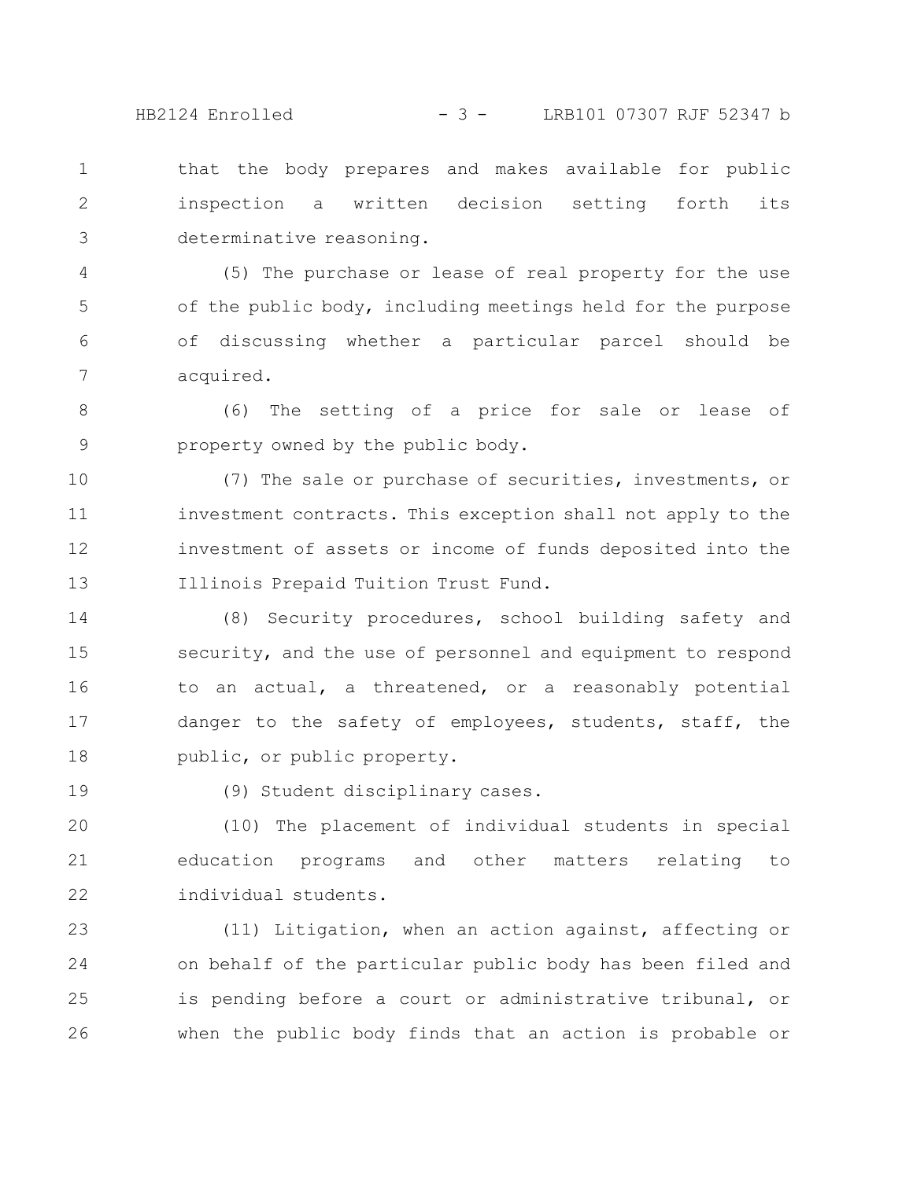that the body prepares and makes available for public inspection a written decision setting forth its determinative reasoning.

(5) The purchase or lease of real property for the use of the public body, including meetings held for the purpose of discussing whether a particular parcel should be acquired.

(6) The setting of a price for sale or lease of property owned by the public body.

(7) The sale or purchase of securities, investments, or investment contracts. This exception shall not apply to the investment of assets or income of funds deposited into the Illinois Prepaid Tuition Trust Fund.

(8) Security procedures, school building safety and security, and the use of personnel and equipment to respond to an actual, a threatened, or a reasonably potential danger to the safety of employees, students, staff, the public, or public property.

(9) Student disciplinary cases.

(10) The placement of individual students in special education programs and other matters relating to individual students.

(11) Litigation, when an action against, affecting or on behalf of the particular public body has been filed and is pending before a court or administrative tribunal, or when the public body finds that an action is probable or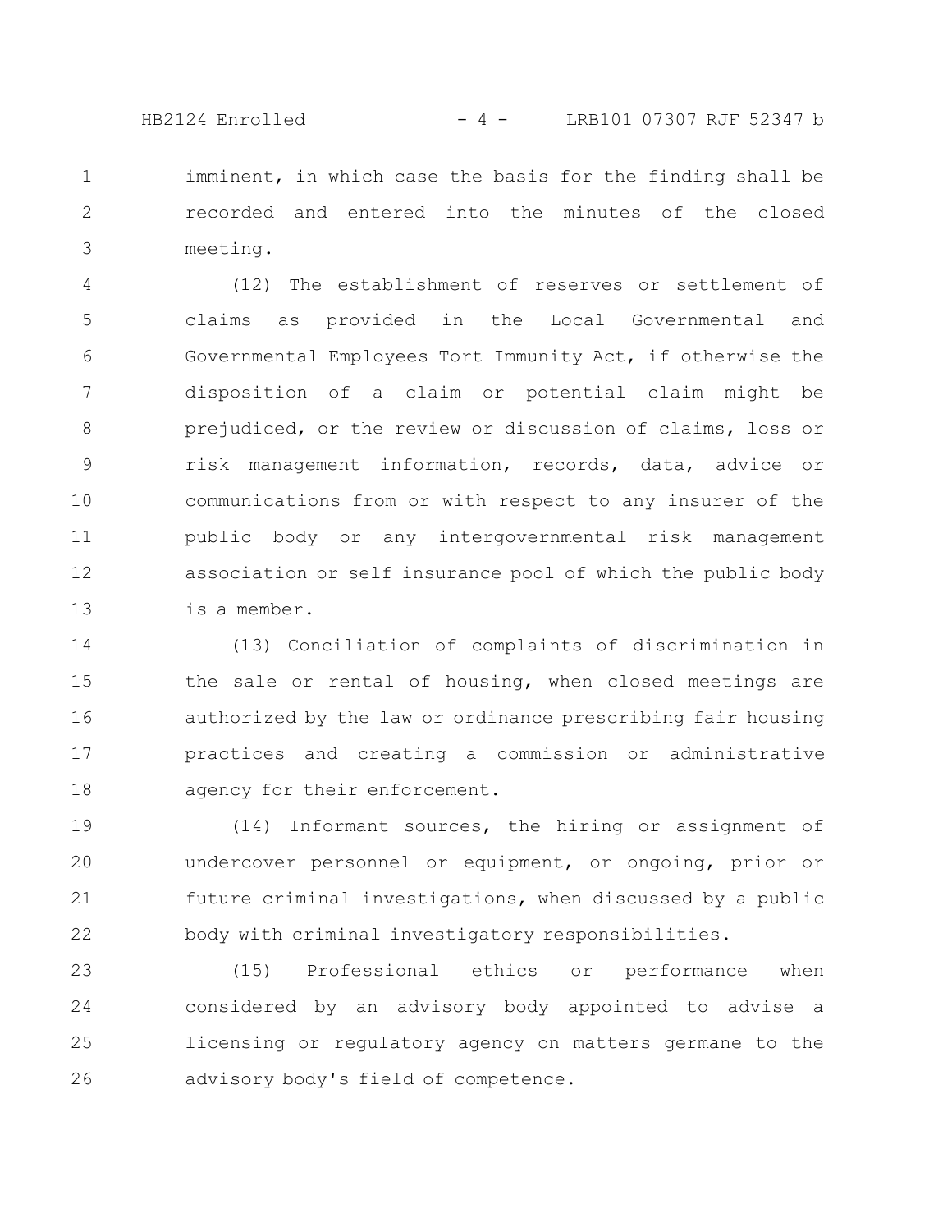imminent, in which case the basis for the finding shall be recorded and entered into the minutes of the closed meeting.

(12) The establishment of reserves or settlement of claims as provided in the Local Governmental and Governmental Employees Tort Immunity Act, if otherwise the disposition of a claim or potential claim might be prejudiced, or the review or discussion of claims, loss or risk management information, records, data, advice or communications from or with respect to any insurer of the public body or any intergovernmental risk management association or self insurance pool of which the public body is a member.

(13) Conciliation of complaints of discrimination in the sale or rental of housing, when closed meetings are authorized by the law or ordinance prescribing fair housing practices and creating a commission or administrative agency for their enforcement.

(14) Informant sources, the hiring or assignment of undercover personnel or equipment, or ongoing, prior or future criminal investigations, when discussed by a public body with criminal investigatory responsibilities.

(15) Professional ethics or performance when considered by an advisory body appointed to advise a licensing or regulatory agency on matters germane to the advisory body's field of competence.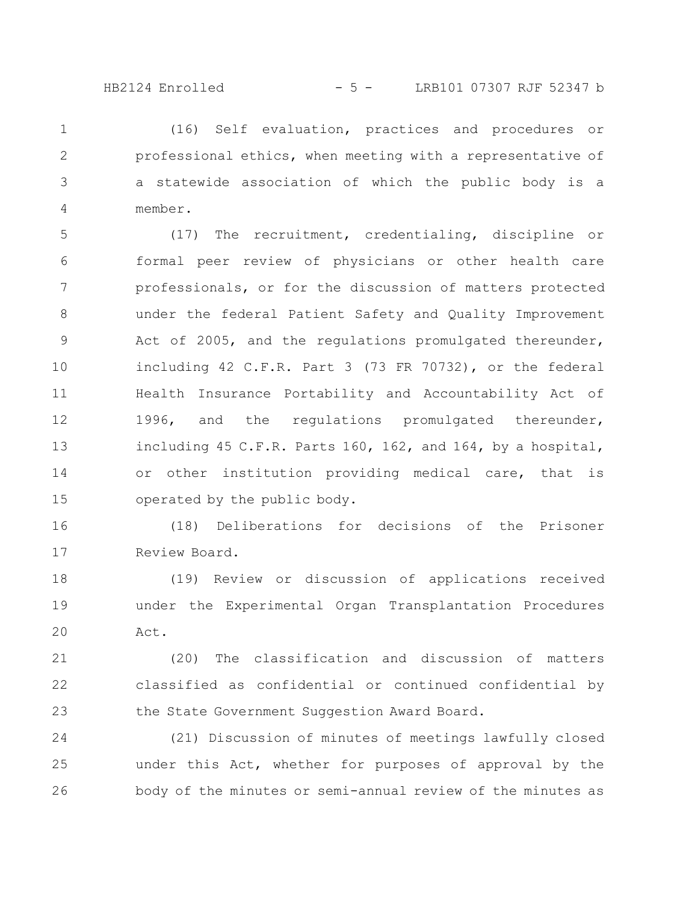(16) Self evaluation, practices and procedures or professional ethics, when meeting with a representative of a statewide association of which the public body is a member.

(17) The recruitment, credentialing, discipline or formal peer review of physicians or other health care professionals, or for the discussion of matters protected under the federal Patient Safety and Quality Improvement Act of 2005, and the regulations promulgated thereunder, including 42 C.F.R. Part 3 (73 FR 70732), or the federal Health Insurance Portability and Accountability Act of 1996, and the regulations promulgated thereunder, including 45 C.F.R. Parts 160, 162, and 164, by a hospital, or other institution providing medical care, that is operated by the public body.

(18) Deliberations for decisions of the Prisoner Review Board.

(19) Review or discussion of applications received under the Experimental Organ Transplantation Procedures Act.

(20) The classification and discussion of matters classified as confidential or continued confidential by the State Government Suggestion Award Board.

(21) Discussion of minutes of meetings lawfully closed under this Act, whether for purposes of approval by the body of the minutes or semi-annual review of the minutes as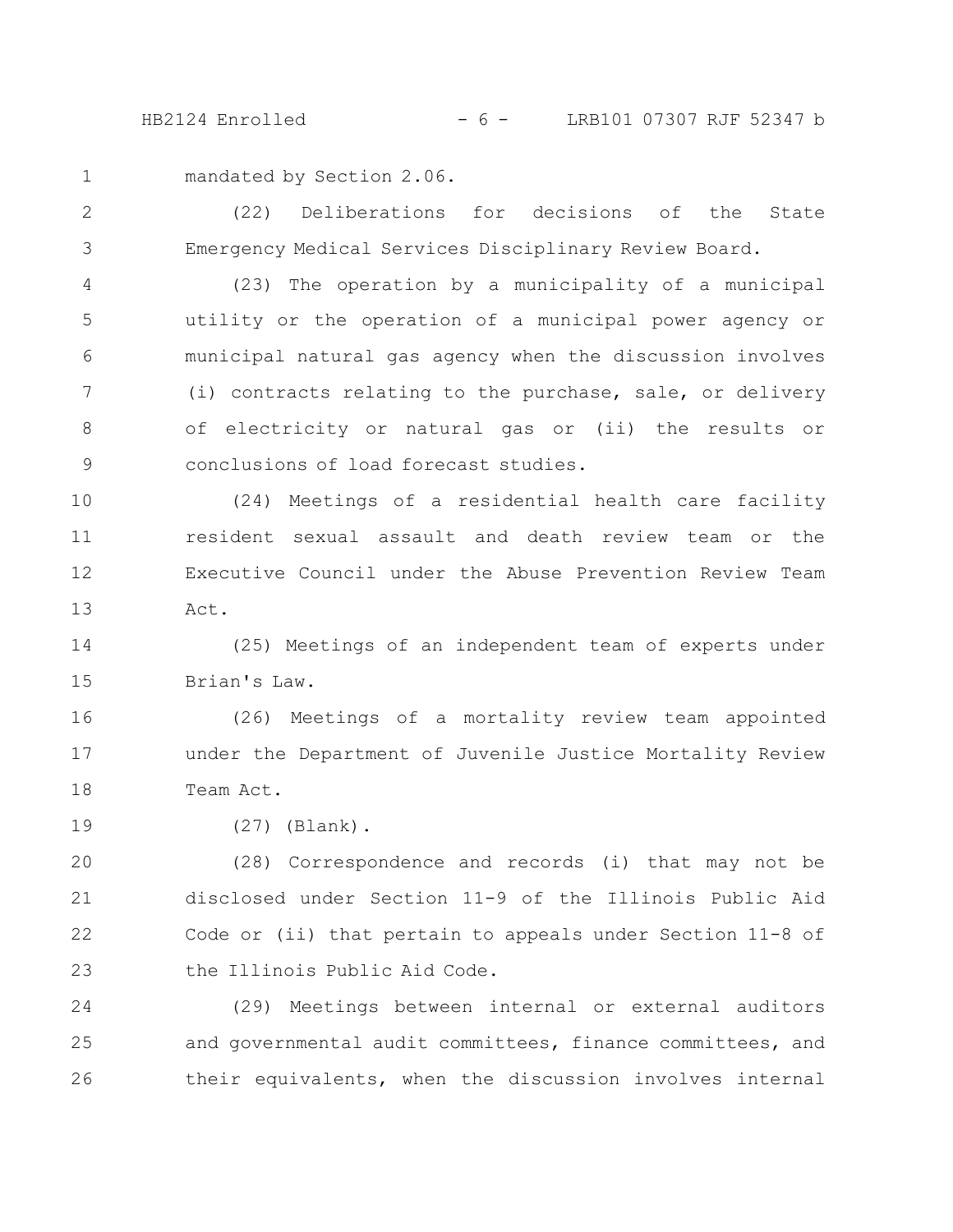mandated by Section 2.06.

(22) Deliberations for decisions of the State Emergency Medical Services Disciplinary Review Board.

(23) The operation by a municipality of a municipal utility or the operation of a municipal power agency or municipal natural gas agency when the discussion involves (i) contracts relating to the purchase, sale, or delivery of electricity or natural gas or (ii) the results or conclusions of load forecast studies.

(24) Meetings of a residential health care facility resident sexual assault and death review team or the Executive Council under the Abuse Prevention Review Team Act.

(25) Meetings of an independent team of experts under Brian's Law.

(26) Meetings of a mortality review team appointed under the Department of Juvenile Justice Mortality Review Team Act.

(27) (Blank).

(28) Correspondence and records (i) that may not be disclosed under Section 11-9 of the Illinois Public Aid Code or (ii) that pertain to appeals under Section 11-8 of the Illinois Public Aid Code.

(29) Meetings between internal or external auditors and governmental audit committees, finance committees, and their equivalents, when the discussion involves internal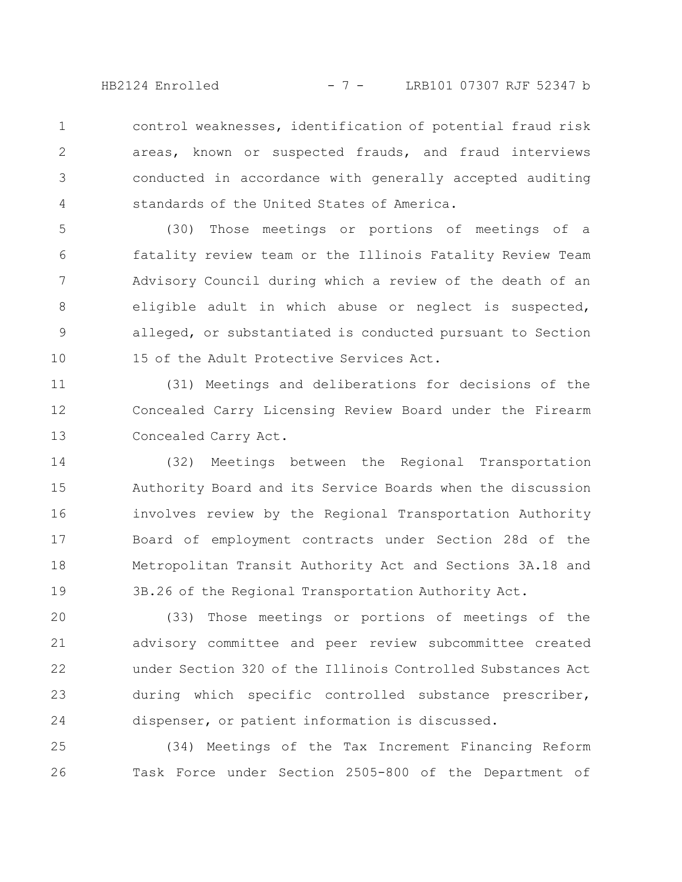control weaknesses, identification of potential fraud risk areas, known or suspected frauds, and fraud interviews conducted in accordance with generally accepted auditing standards of the United States of America.

(30) Those meetings or portions of meetings of a fatality review team or the Illinois Fatality Review Team Advisory Council during which a review of the death of an eligible adult in which abuse or neglect is suspected, alleged, or substantiated is conducted pursuant to Section 15 of the Adult Protective Services Act.

(31) Meetings and deliberations for decisions of the Concealed Carry Licensing Review Board under the Firearm Concealed Carry Act.

(32) Meetings between the Regional Transportation Authority Board and its Service Boards when the discussion involves review by the Regional Transportation Authority Board of employment contracts under Section 28d of the Metropolitan Transit Authority Act and Sections 3A.18 and 3B.26 of the Regional Transportation Authority Act.

(33) Those meetings or portions of meetings of the advisory committee and peer review subcommittee created under Section 320 of the Illinois Controlled Substances Act during which specific controlled substance prescriber, dispenser, or patient information is discussed.

(34) Meetings of the Tax Increment Financing Reform Task Force under Section 2505-800 of the Department of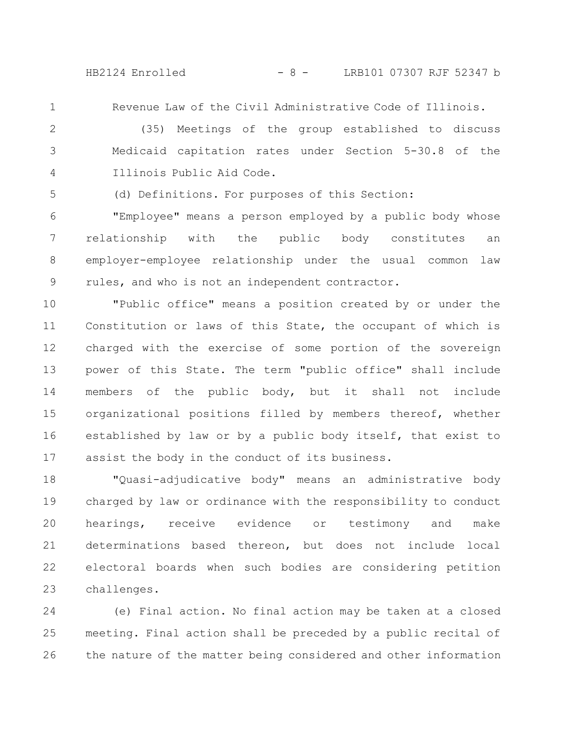Revenue Law of the Civil Administrative Code of Illinois.

(35) Meetings of the group established to discuss Medicaid capitation rates under Section 5-30.8 of the Illinois Public Aid Code.

(d) Definitions. For purposes of this Section:

"Employee" means a person employed by a public body whose relationship with the public body constitutes an employer-employee relationship under the usual common law rules, and who is not an independent contractor.

"Public office" means a position created by or under the Constitution or laws of this State, the occupant of which is charged with the exercise of some portion of the sovereign power of this State. The term "public office" shall include members of the public body, but it shall not include organizational positions filled by members thereof, whether established by law or by a public body itself, that exist to assist the body in the conduct of its business.

"Quasi-adjudicative body" means an administrative body charged by law or ordinance with the responsibility to conduct hearings, receive evidence or testimony and make determinations based thereon, but does not include local electoral boards when such bodies are considering petition challenges.

(e) Final action. No final action may be taken at a closed meeting. Final action shall be preceded by a public recital of the nature of the matter being considered and other information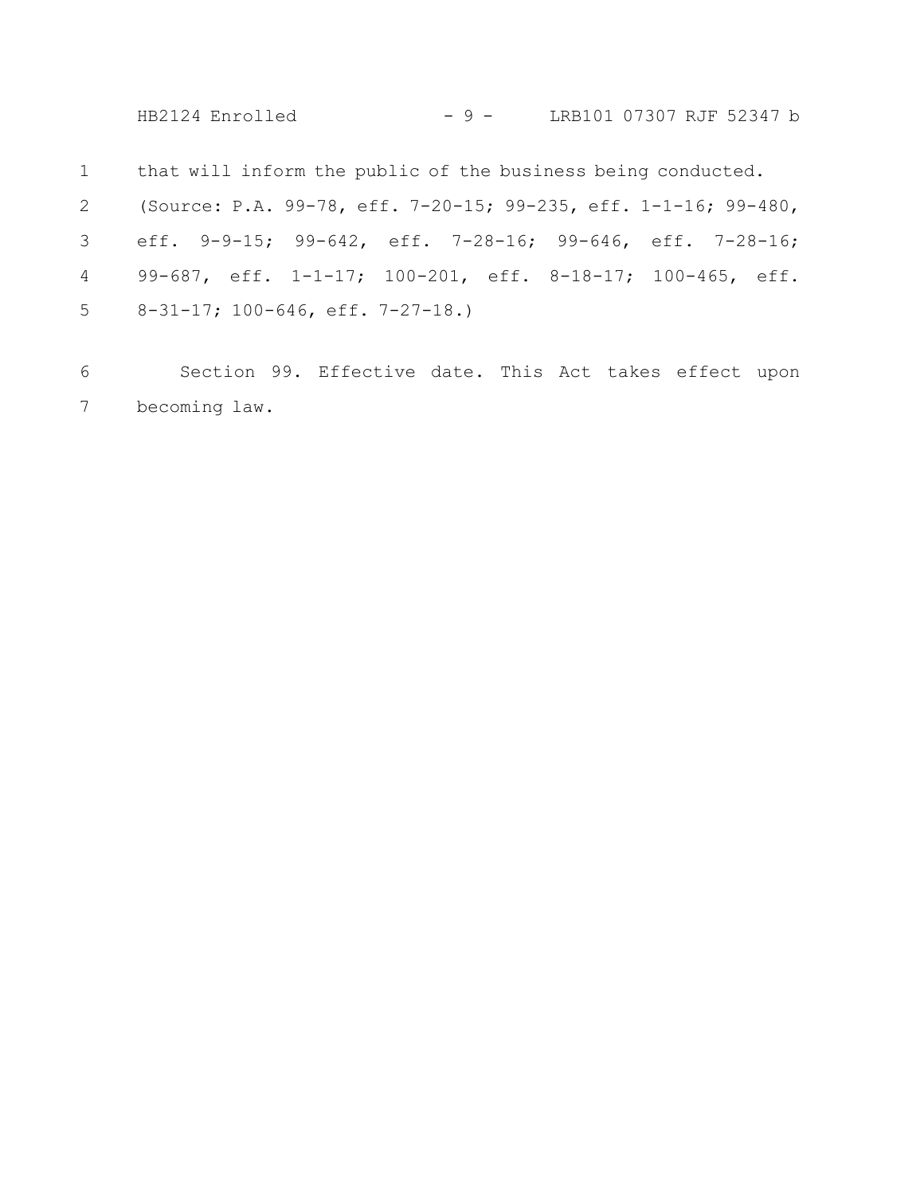that will inform the public of the business being conducted.
(Source: P.A. 99-78, eff. 7-20-15; 99-235, eff. 1-1-16; 99-480, eff. 9-9-15; 99-642, eff. 7-28-16; 99-646, eff. 7-28-16; 99-687, eff. 1-1-17; 100-201, eff. 8-18-17; 100-465, eff. 8-31-17; 100-646, eff. 7-27-18.)

Section 99. Effective date. This Act takes effect upon becoming law.